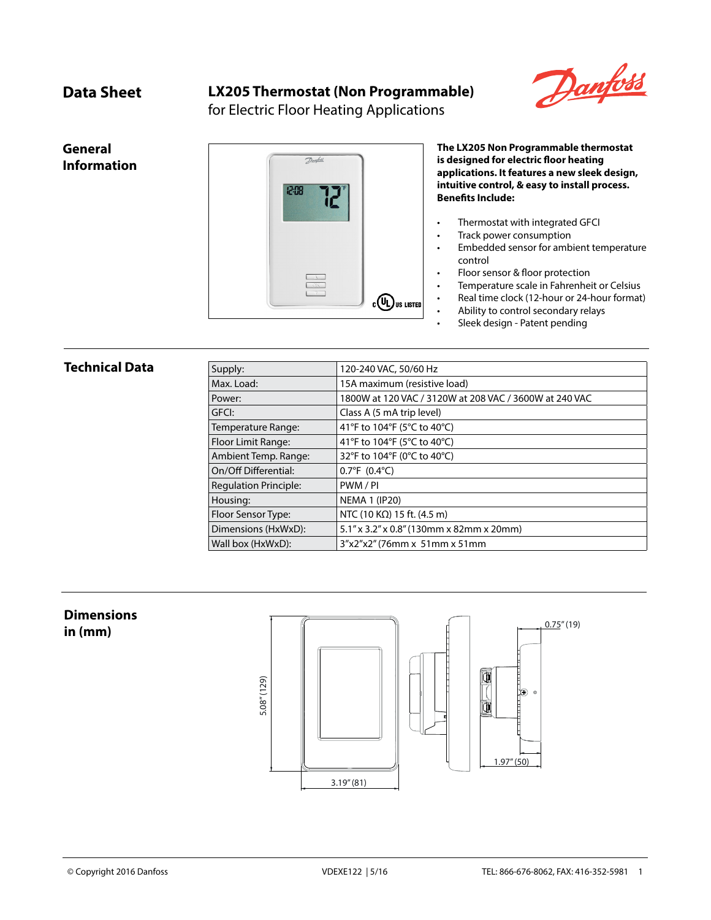# Data Sheet

## LX205 Thermostat (Non Programmable)

for Electric Floor Heating Applications

## General Information

**The LX205 Non Programmable thermostat is designed for electric floor heating applications. It features a new sleek design, intuitive control, & easy to install process. Benefits Include:**

- Thermostat with integrated GFCI
- Track power consumption
- Embedded sensor for ambient temperature control
- Floor sensor & floor protection
- Temperature scale in Fahrenheit or Celsius
- Real time clock (12-hour or 24-hour format)
- Ability to control secondary relays
- Sleek design - Patent pending

## Technical Data

| | |
|---|---|
| Supply: | 120-240 VAC, 50/60 Hz |
| Max. Load: | 15A maximum (resistive load) |
| Power: | 1800W at 120 VAC / 3120W at 208 VAC / 3600W at 240 VAC |
| GFCI: | Class A (5 mA trip level) |
| Temperature Range: | 41°F to 104°F (5°C to 40°C) |
| Floor Limit Range: | 41°F to 104°F (5°C to 40°C) |
| Ambient Temp. Range: | 32°F to 104°F (0°C to 40°C) |
| On/Off Differential: | 0.7°F (0.4°C) |
| Regulation Principle: | PWM / PI |
| Housing: | NEMA 1 (IP20) |
| Floor Sensor Type: | NTC (10 KΩ) 15 ft. (4.5 m) |
| Dimensions (HxWxD): | 5.1" x 3.2" x 0.8" (130mm x 82mm x 20mm) |
| Wall box (HxWxD): | 3"x2"x2" (76mm x 51mm x 51mm |

## Dimensions in (mm)

5.08" (129)

3.19" (81)

0.75" (19)

1.97" (50)

© Copyright 2016 Danfoss | VDEXE122 | 5/16 | TEL: 866-676-8062, FAX: 416-352-5981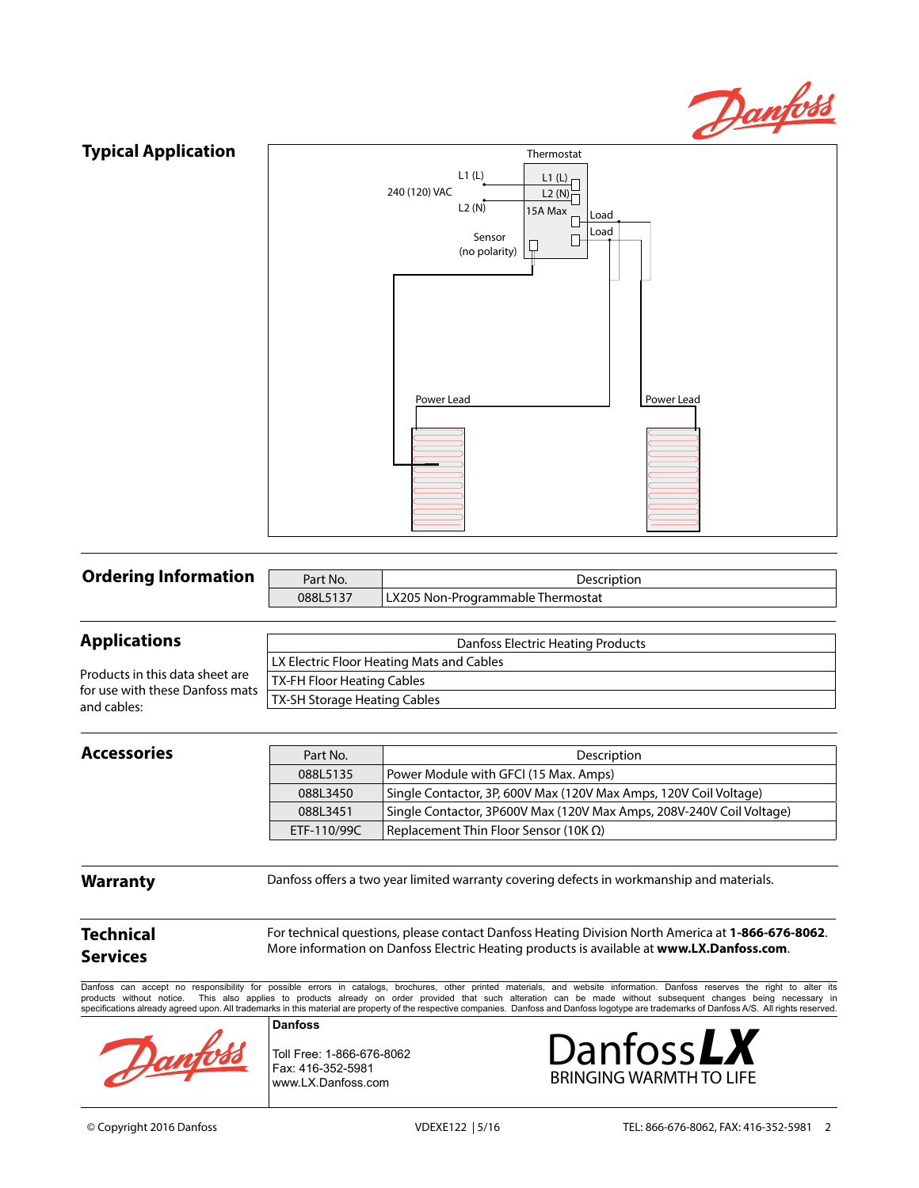## Typical Application

Thermostat

L1 (L)

240 (120) VAC

L2 (N)

L1 (L)

L2 (N)

15A Max

Load

Load

Sensor

(no polarity)

Power Lead

Power Lead

## Ordering Information

| Part No. | Description |
|---|---|
| 088L5137 | LX205 Non-Programmable Thermostat |

## Applications

Products in this data sheet are for use with these Danfoss mats and cables:

| Danfoss Electric Heating Products |
|---|
| LX Electric Floor Heating Mats and Cables |
| TX-FH Floor Heating Cables |
| TX-SH Storage Heating Cables |

## Accessories

| Part No. | Description |
|---|---|
| 088L5135 | Power Module with GFCI (15 Max. Amps) |
| 088L3450 | Single Contactor, 3P, 600V Max (120V Max Amps, 120V Coil Voltage) |
| 088L3451 | Single Contactor, 3P600V Max (120V Max Amps, 208V-240V Coil Voltage) |
| ETF-110/99C | Replacement Thin Floor Sensor (10K Ω) |

## Warranty

Danfoss offers a two year limited warranty covering defects in workmanship and materials.

## Technical Services

For technical questions, please contact Danfoss Heating Division North America at **1-866-676-8062**. More information on Danfoss Electric Heating products is available at **www.LX.Danfoss.com**.

Danfoss can accept no responsibility for possible errors in catalogs, brochures, other printed materials, and website information. Danfoss reserves the right to alter its products without notice. This also applies to products already on order provided that such alteration can be made without subsequent changes being necessary in specifications already agreed upon. All trademarks in this material are property of the respective companies. Danfoss and Danfoss logotype are trademarks of Danfoss A/S. All rights reserved.

**Danfoss**

Toll Free: 1-866-676-8062
Fax: 416-352-5981
www.LX.Danfoss.com

Danfoss**LX**
BRINGING WARMTH TO LIFE

© Copyright 2016 Danfoss    VDEXE122 | 5/16    TEL: 866-676-8062, FAX: 416-352-5981